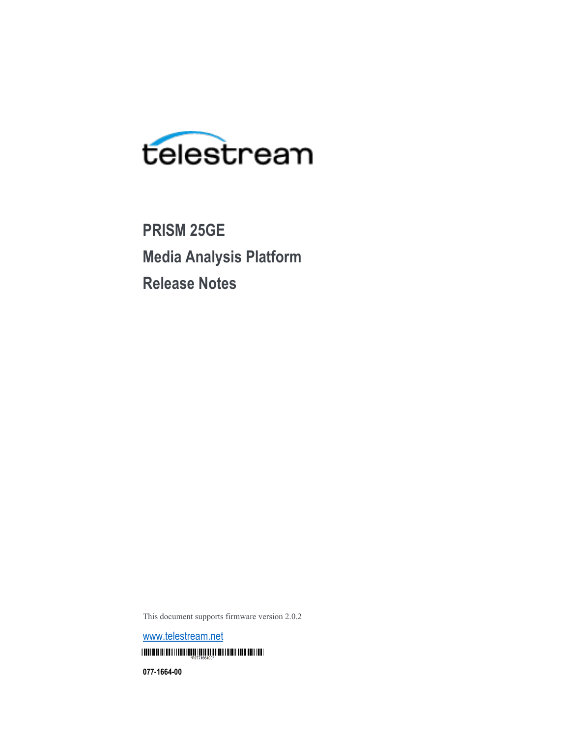telestream

# PRISM 25GE
# Media Analysis Platform
# Release Notes

This document supports firmware version 2.0.2

www.telestream.net

*P077166400*

**077-1664-00**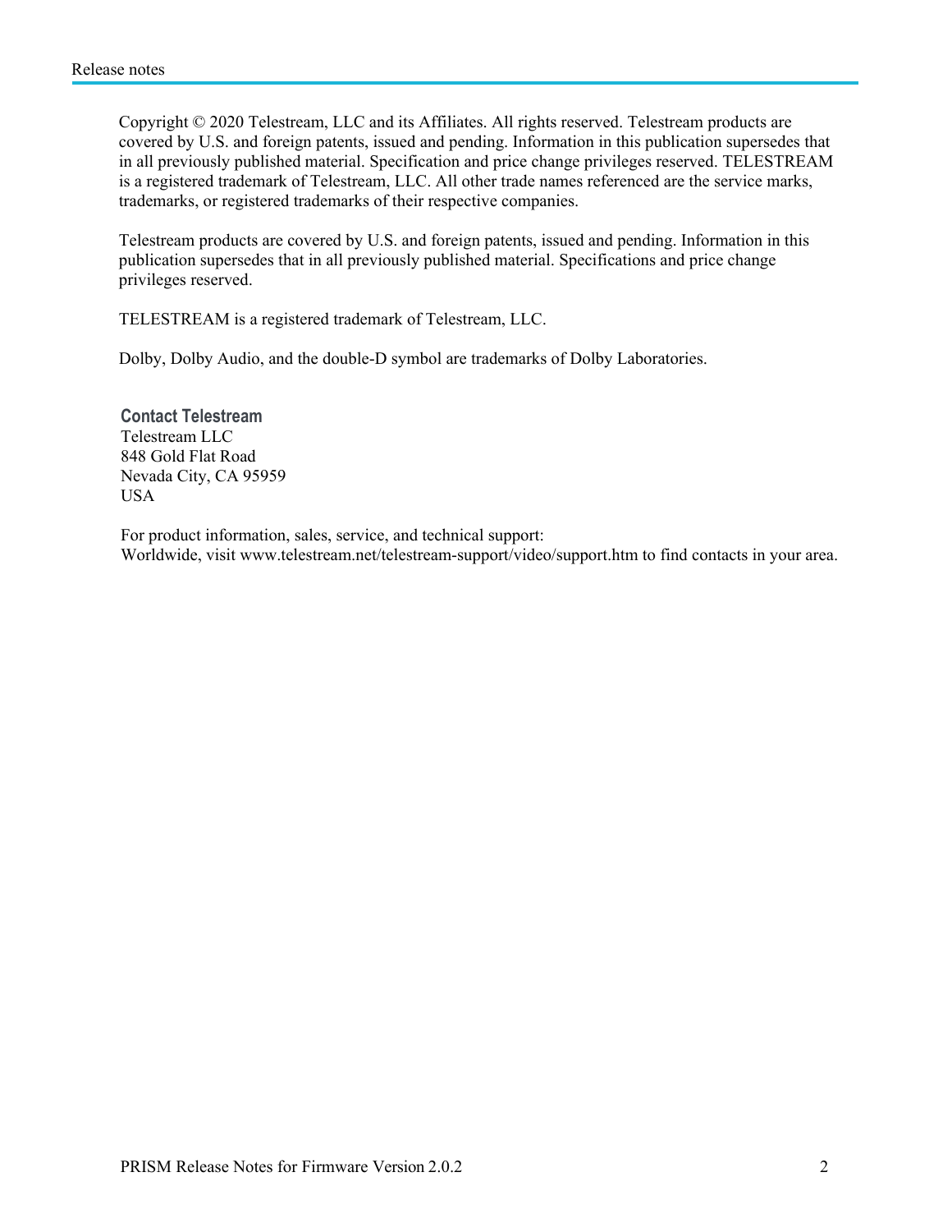Copyright © 2020 Telestream, LLC and its Affiliates. All rights reserved. Telestream products are covered by U.S. and foreign patents, issued and pending. Information in this publication supersedes that in all previously published material. Specification and price change privileges reserved. TELESTREAM is a registered trademark of Telestream, LLC. All other trade names referenced are the service marks, trademarks, or registered trademarks of their respective companies.

Telestream products are covered by U.S. and foreign patents, issued and pending. Information in this publication supersedes that in all previously published material. Specifications and price change privileges reserved.

TELESTREAM is a registered trademark of Telestream, LLC.

Dolby, Dolby Audio, and the double-D symbol are trademarks of Dolby Laboratories.

**Contact Telestream**
Telestream LLC
848 Gold Flat Road
Nevada City, CA 95959
USA

For product information, sales, service, and technical support:
Worldwide, visit www.telestream.net/telestream-support/video/support.htm to find contacts in your area.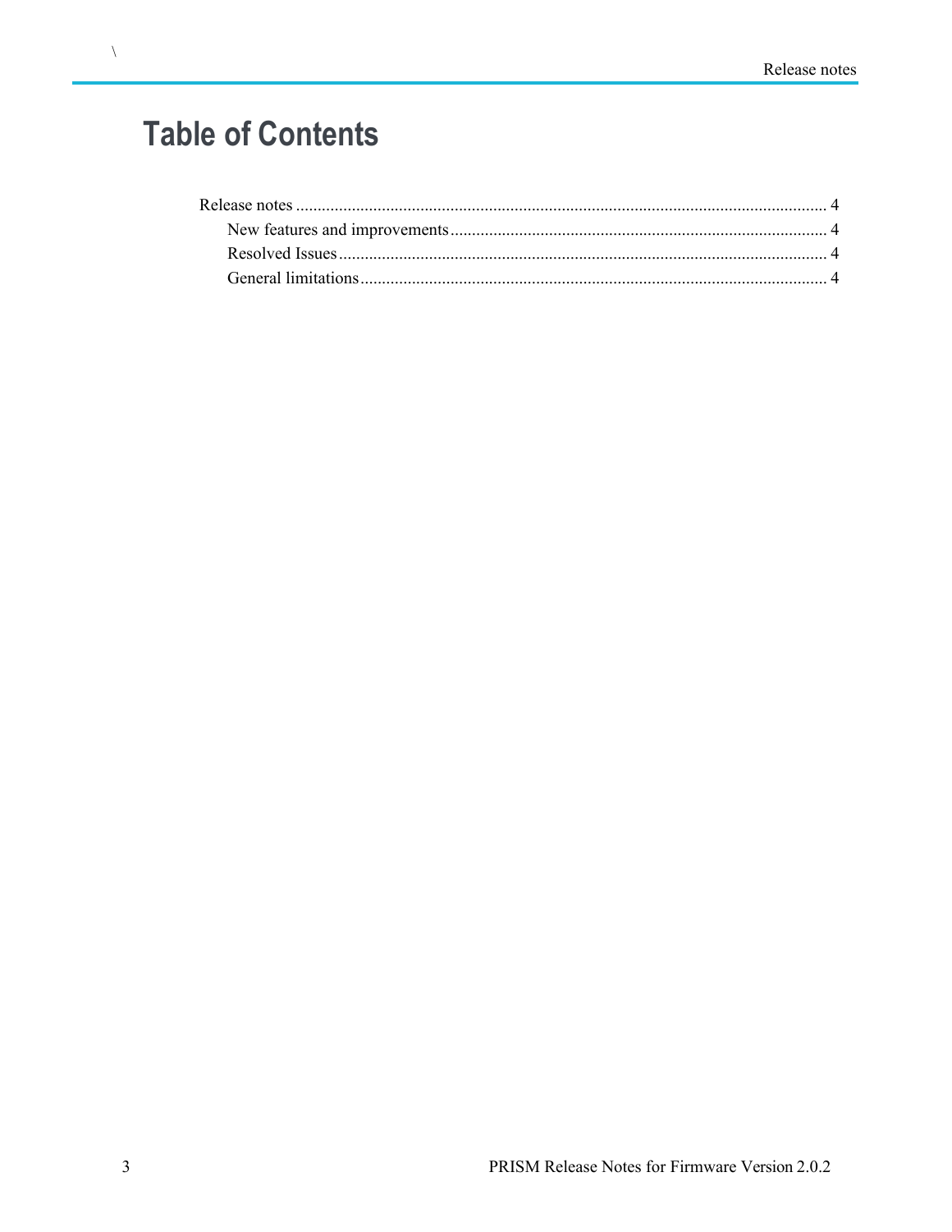# Table of Contents

Release notes ........................................................................................................................... 4

New features and improvements ....................................................................................... 4

Resolved Issues .................................................................................................................. 4

General limitations ............................................................................................................ 4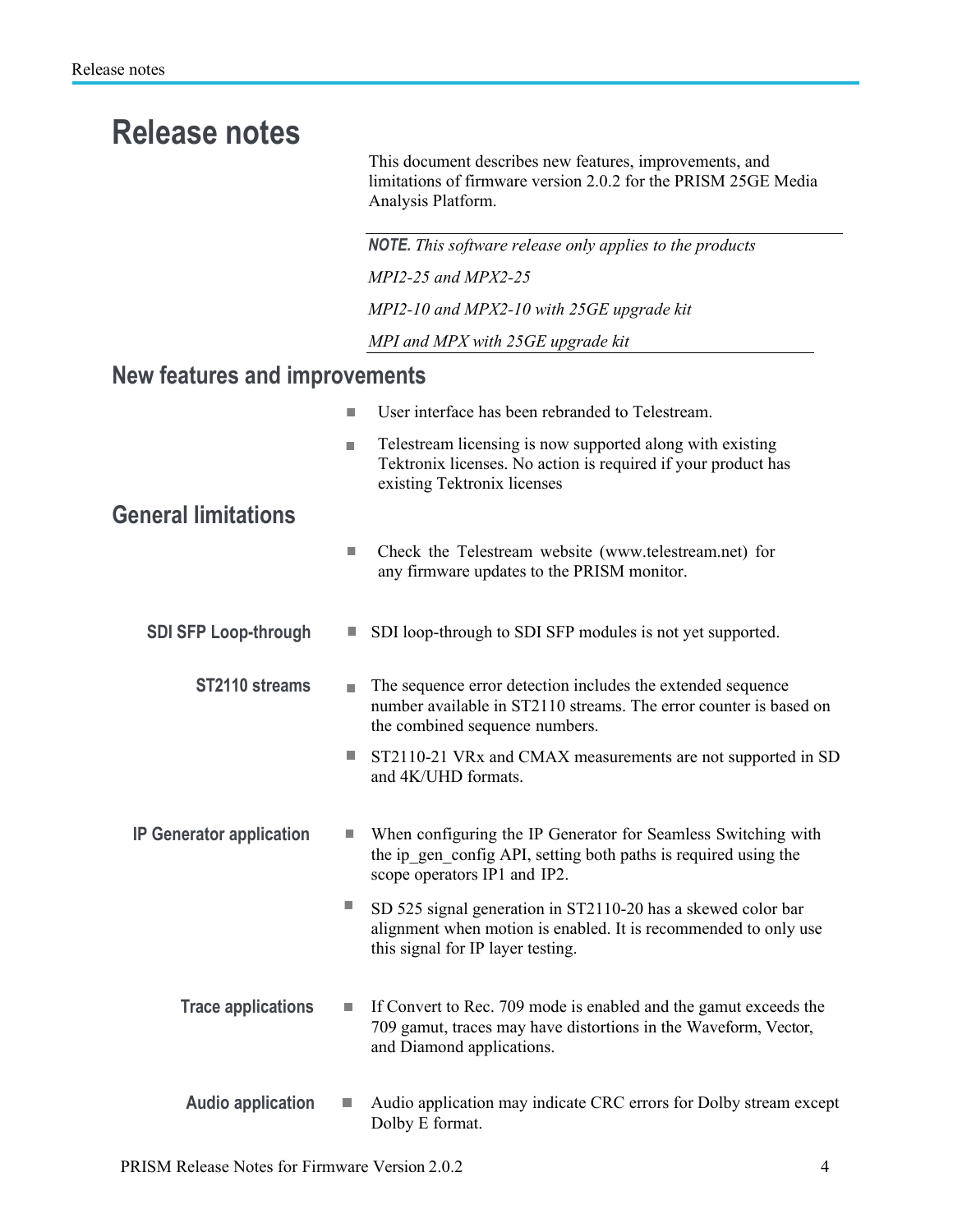# Release notes

This document describes new features, improvements, and limitations of firmware version 2.0.2 for the PRISM 25GE Media Analysis Platform.

> ***NOTE.*** *This software release only applies to the products*
>
> *MPI2-25 and MPX2-25*
>
> *MPI2-10 and MPX2-10 with 25GE upgrade kit*
>
> *MPI and MPX with 25GE upgrade kit*

## New features and improvements

- User interface has been rebranded to Telestream.
- Telestream licensing is now supported along with existing Tektronix licenses. No action is required if your product has existing Tektronix licenses

## General limitations

- Check the Telestream website (www.telestream.net) for any firmware updates to the PRISM monitor.

### SDI SFP Loop-through

- SDI loop-through to SDI SFP modules is not yet supported.

### ST2110 streams

- The sequence error detection includes the extended sequence number available in ST2110 streams. The error counter is based on the combined sequence numbers.
- ST2110-21 VRx and CMAX measurements are not supported in SD and 4K/UHD formats.

### IP Generator application

- When configuring the IP Generator for Seamless Switching with the ip_gen_config API, setting both paths is required using the scope operators IP1 and IP2.
- SD 525 signal generation in ST2110-20 has a skewed color bar alignment when motion is enabled. It is recommended to only use this signal for IP layer testing.

### Trace applications

- If Convert to Rec. 709 mode is enabled and the gamut exceeds the 709 gamut, traces may have distortions in the Waveform, Vector, and Diamond applications.

### Audio application

- Audio application may indicate CRC errors for Dolby stream except Dolby E format.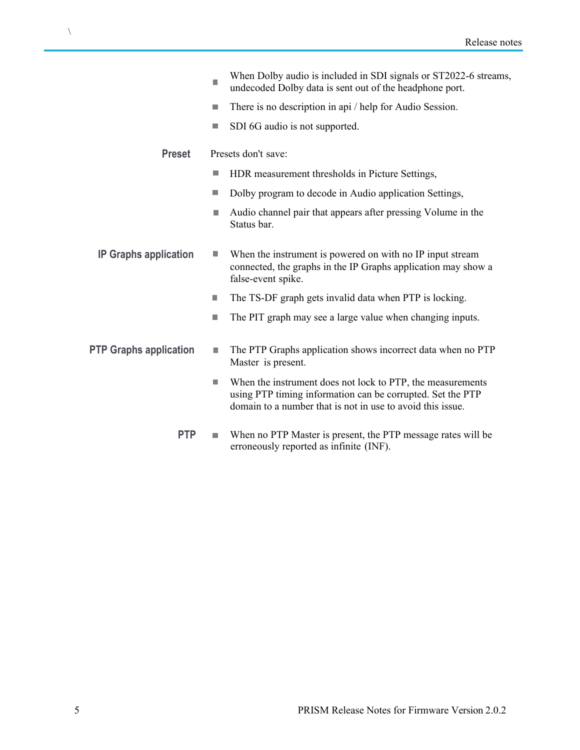- When Dolby audio is included in SDI signals or ST2022-6 streams, undecoded Dolby data is sent out of the headphone port.
- There is no description in api / help for Audio Session.
- SDI 6G audio is not supported.

### Preset

Presets don't save:

- HDR measurement thresholds in Picture Settings,
- Dolby program to decode in Audio application Settings,
- Audio channel pair that appears after pressing Volume in the Status bar.

### IP Graphs application

- When the instrument is powered on with no IP input stream connected, the graphs in the IP Graphs application may show a false-event spike.
- The TS-DF graph gets invalid data when PTP is locking.
- The PIT graph may see a large value when changing inputs.

### PTP Graphs application

- The PTP Graphs application shows incorrect data when no PTP Master is present.
- When the instrument does not lock to PTP, the measurements using PTP timing information can be corrupted. Set the PTP domain to a number that is not in use to avoid this issue.

### PTP

- When no PTP Master is present, the PTP message rates will be erroneously reported as infinite (INF).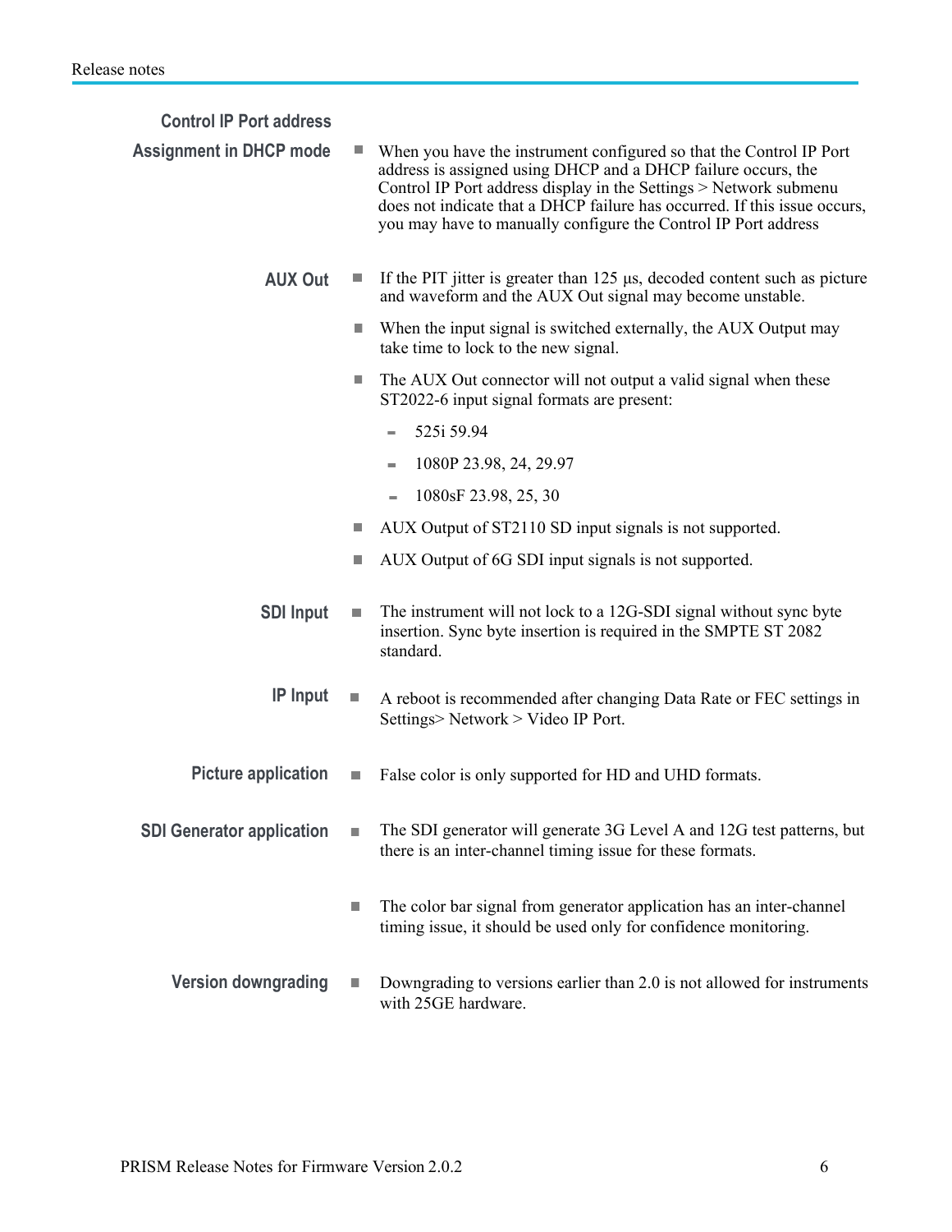### Control IP Port address Assignment in DHCP mode

- When you have the instrument configured so that the Control IP Port address is assigned using DHCP and a DHCP failure occurs, the Control IP Port address display in the Settings > Network submenu does not indicate that a DHCP failure has occurred. If this issue occurs, you may have to manually configure the Control IP Port address

### AUX Out

- If the PIT jitter is greater than 125 µs, decoded content such as picture and waveform and the AUX Out signal may become unstable.
- When the input signal is switched externally, the AUX Output may take time to lock to the new signal.
- The AUX Out connector will not output a valid signal when these ST2022-6 input signal formats are present:
  - 525i 59.94
  - 1080P 23.98, 24, 29.97
  - 1080sF 23.98, 25, 30
- AUX Output of ST2110 SD input signals is not supported.
- AUX Output of 6G SDI input signals is not supported.

### SDI Input

- The instrument will not lock to a 12G-SDI signal without sync byte insertion. Sync byte insertion is required in the SMPTE ST 2082 standard.

### IP Input

- A reboot is recommended after changing Data Rate or FEC settings in Settings> Network > Video IP Port.

### Picture application

- False color is only supported for HD and UHD formats.

### SDI Generator application

- The SDI generator will generate 3G Level A and 12G test patterns, but there is an inter-channel timing issue for these formats.
- The color bar signal from generator application has an inter-channel timing issue, it should be used only for confidence monitoring.

### Version downgrading

- Downgrading to versions earlier than 2.0 is not allowed for instruments with 25GE hardware.